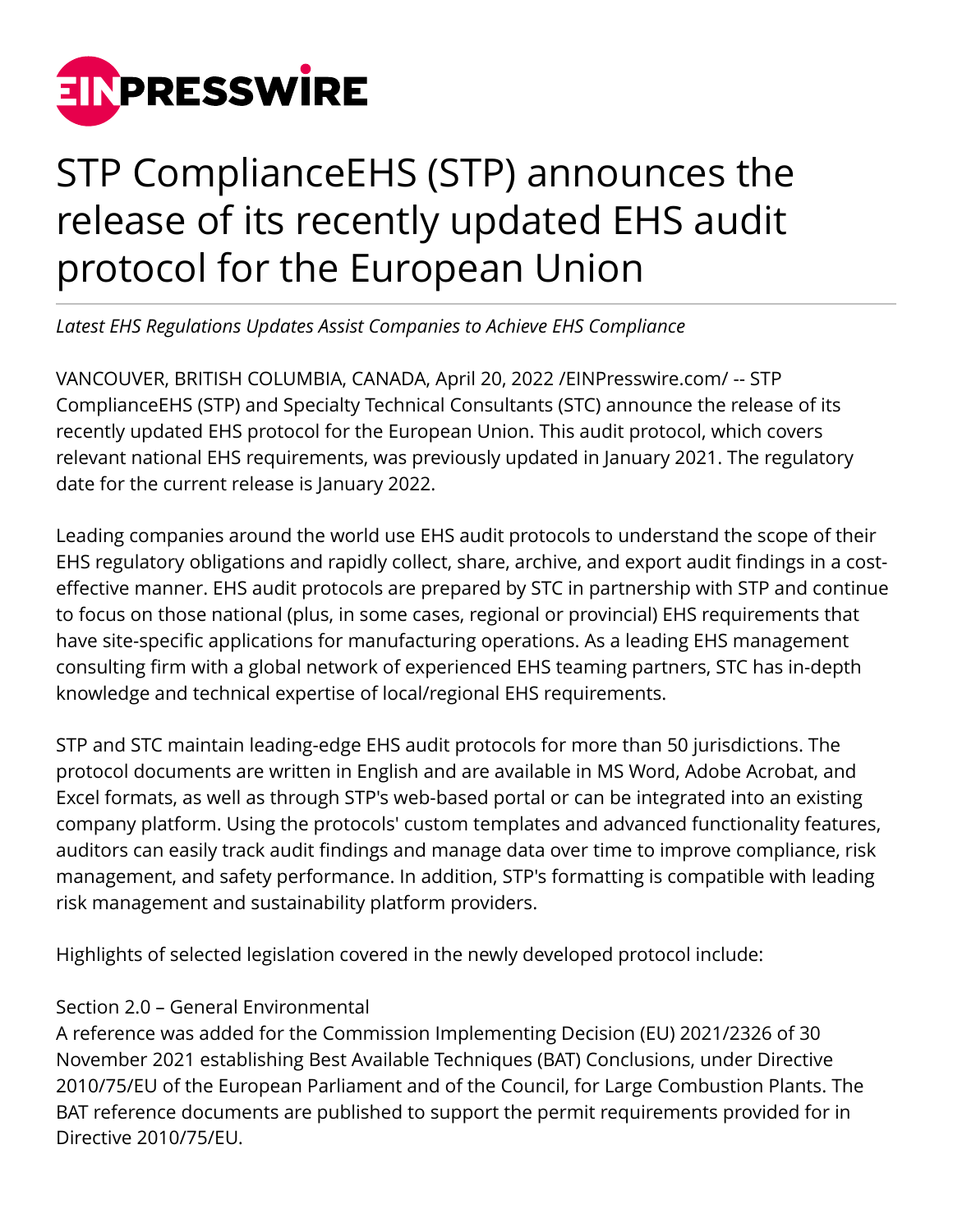# STP ComplianceEHS (STP) announces the release of its recently updated EHS audit protocol for the European Union

*Latest EHS Regulations Updates Assist Companies to Achieve EHS Compliance*

VANCOUVER, BRITISH COLUMBIA, CANADA, April 20, 2022 /EINPresswire.com/ -- STP ComplianceEHS (STP) and Specialty Technical Consultants (STC) announce the release of its recently updated EHS protocol for the European Union. This audit protocol, which covers relevant national EHS requirements, was previously updated in January 2021. The regulatory date for the current release is January 2022.

Leading companies around the world use EHS audit protocols to understand the scope of their EHS regulatory obligations and rapidly collect, share, archive, and export audit findings in a cost-effective manner. EHS audit protocols are prepared by STC in partnership with STP and continue to focus on those national (plus, in some cases, regional or provincial) EHS requirements that have site-specific applications for manufacturing operations. As a leading EHS management consulting firm with a global network of experienced EHS teaming partners, STC has in-depth knowledge and technical expertise of local/regional EHS requirements.

STP and STC maintain leading-edge EHS audit protocols for more than 50 jurisdictions. The protocol documents are written in English and are available in MS Word, Adobe Acrobat, and Excel formats, as well as through STP's web-based portal or can be integrated into an existing company platform. Using the protocols' custom templates and advanced functionality features, auditors can easily track audit findings and manage data over time to improve compliance, risk management, and safety performance. In addition, STP's formatting is compatible with leading risk management and sustainability platform providers.

Highlights of selected legislation covered in the newly developed protocol include:

Section 2.0 – General Environmental
A reference was added for the Commission Implementing Decision (EU) 2021/2326 of 30 November 2021 establishing Best Available Techniques (BAT) Conclusions, under Directive 2010/75/EU of the European Parliament and of the Council, for Large Combustion Plants. The BAT reference documents are published to support the permit requirements provided for in Directive 2010/75/EU.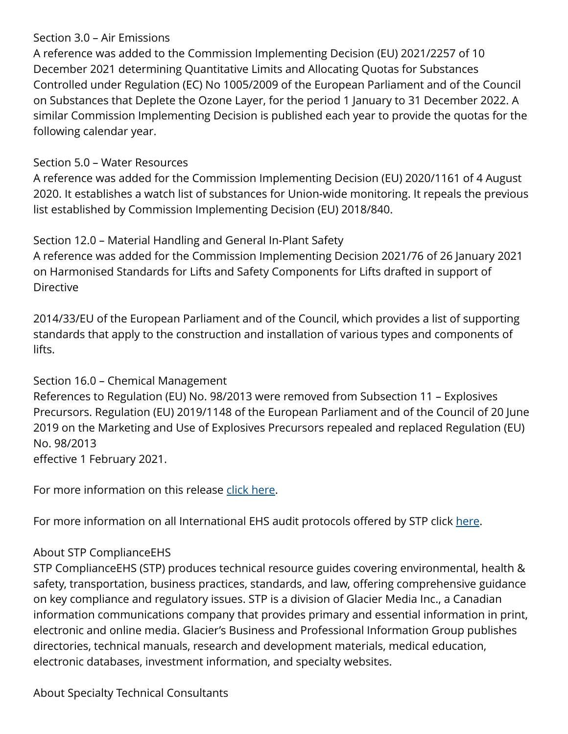Section 3.0 – Air Emissions

A reference was added to the Commission Implementing Decision (EU) 2021/2257 of 10 December 2021 determining Quantitative Limits and Allocating Quotas for Substances Controlled under Regulation (EC) No 1005/2009 of the European Parliament and of the Council on Substances that Deplete the Ozone Layer, for the period 1 January to 31 December 2022. A similar Commission Implementing Decision is published each year to provide the quotas for the following calendar year.

Section 5.0 – Water Resources

A reference was added for the Commission Implementing Decision (EU) 2020/1161 of 4 August 2020. It establishes a watch list of substances for Union-wide monitoring. It repeals the previous list established by Commission Implementing Decision (EU) 2018/840.

Section 12.0 – Material Handling and General In-Plant Safety

A reference was added for the Commission Implementing Decision 2021/76 of 26 January 2021 on Harmonised Standards for Lifts and Safety Components for Lifts drafted in support of Directive

2014/33/EU of the European Parliament and of the Council, which provides a list of supporting standards that apply to the construction and installation of various types and components of lifts.

Section 16.0 – Chemical Management

References to Regulation (EU) No. 98/2013 were removed from Subsection 11 – Explosives Precursors. Regulation (EU) 2019/1148 of the European Parliament and of the Council of 20 June 2019 on the Marketing and Use of Explosives Precursors repealed and replaced Regulation (EU) No. 98/2013
effective 1 February 2021.

For more information on this release [click here](#).

For more information on all International EHS audit protocols offered by STP click [here](#).

About STP ComplianceEHS

STP ComplianceEHS (STP) produces technical resource guides covering environmental, health & safety, transportation, business practices, standards, and law, offering comprehensive guidance on key compliance and regulatory issues. STP is a division of Glacier Media Inc., a Canadian information communications company that provides primary and essential information in print, electronic and online media. Glacier's Business and Professional Information Group publishes directories, technical manuals, research and development materials, medical education, electronic databases, investment information, and specialty websites.

About Specialty Technical Consultants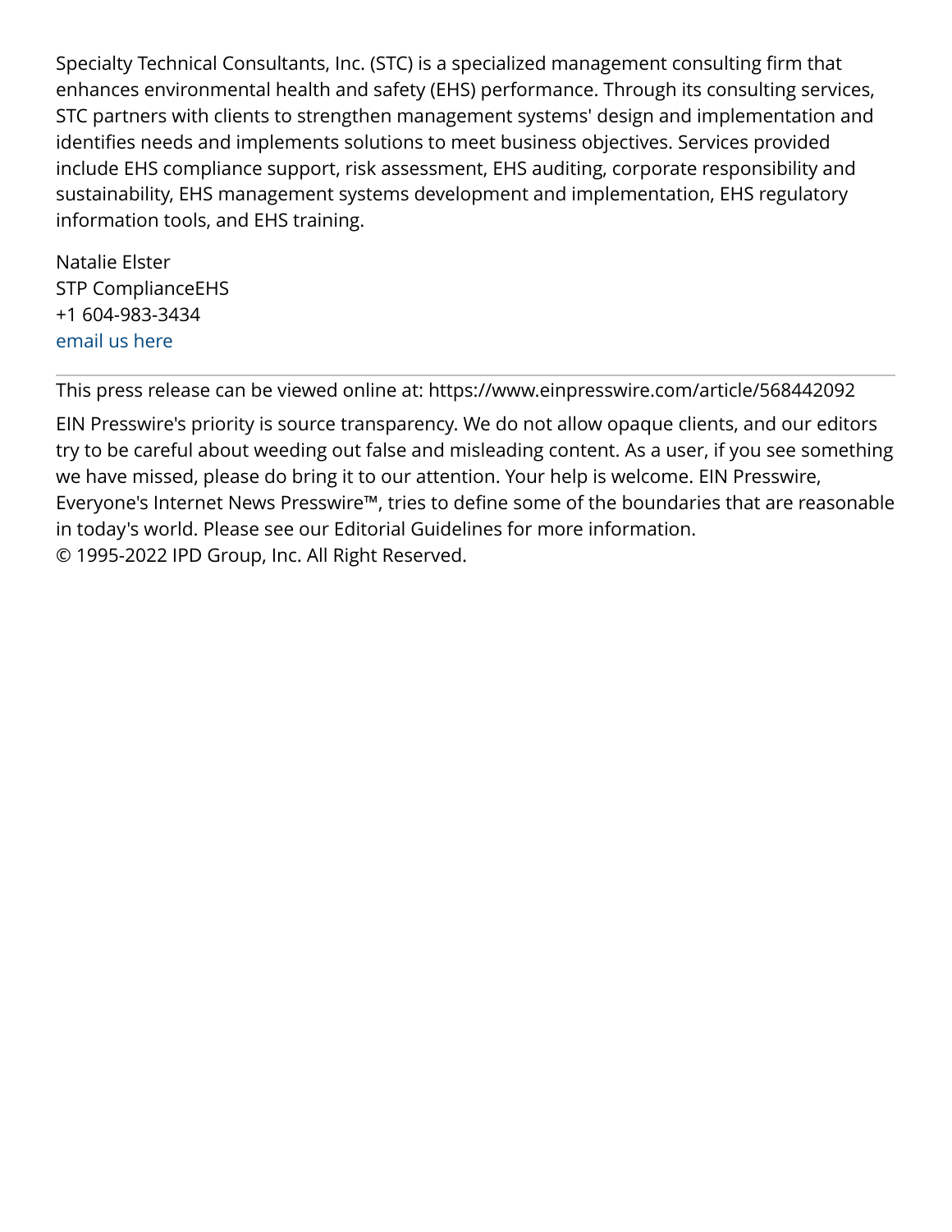Specialty Technical Consultants, Inc. (STC) is a specialized management consulting firm that enhances environmental health and safety (EHS) performance. Through its consulting services, STC partners with clients to strengthen management systems' design and implementation and identifies needs and implements solutions to meet business objectives. Services provided include EHS compliance support, risk assessment, EHS auditing, corporate responsibility and sustainability, EHS management systems development and implementation, EHS regulatory information tools, and EHS training.

Natalie Elster
STP ComplianceEHS
+1 604-983-3434
email us here

---

This press release can be viewed online at: https://www.einpresswire.com/article/568442092

EIN Presswire's priority is source transparency. We do not allow opaque clients, and our editors try to be careful about weeding out false and misleading content. As a user, if you see something we have missed, please do bring it to our attention. Your help is welcome. EIN Presswire, Everyone's Internet News Presswire™, tries to define some of the boundaries that are reasonable in today's world. Please see our Editorial Guidelines for more information.
© 1995-2022 IPD Group, Inc. All Right Reserved.